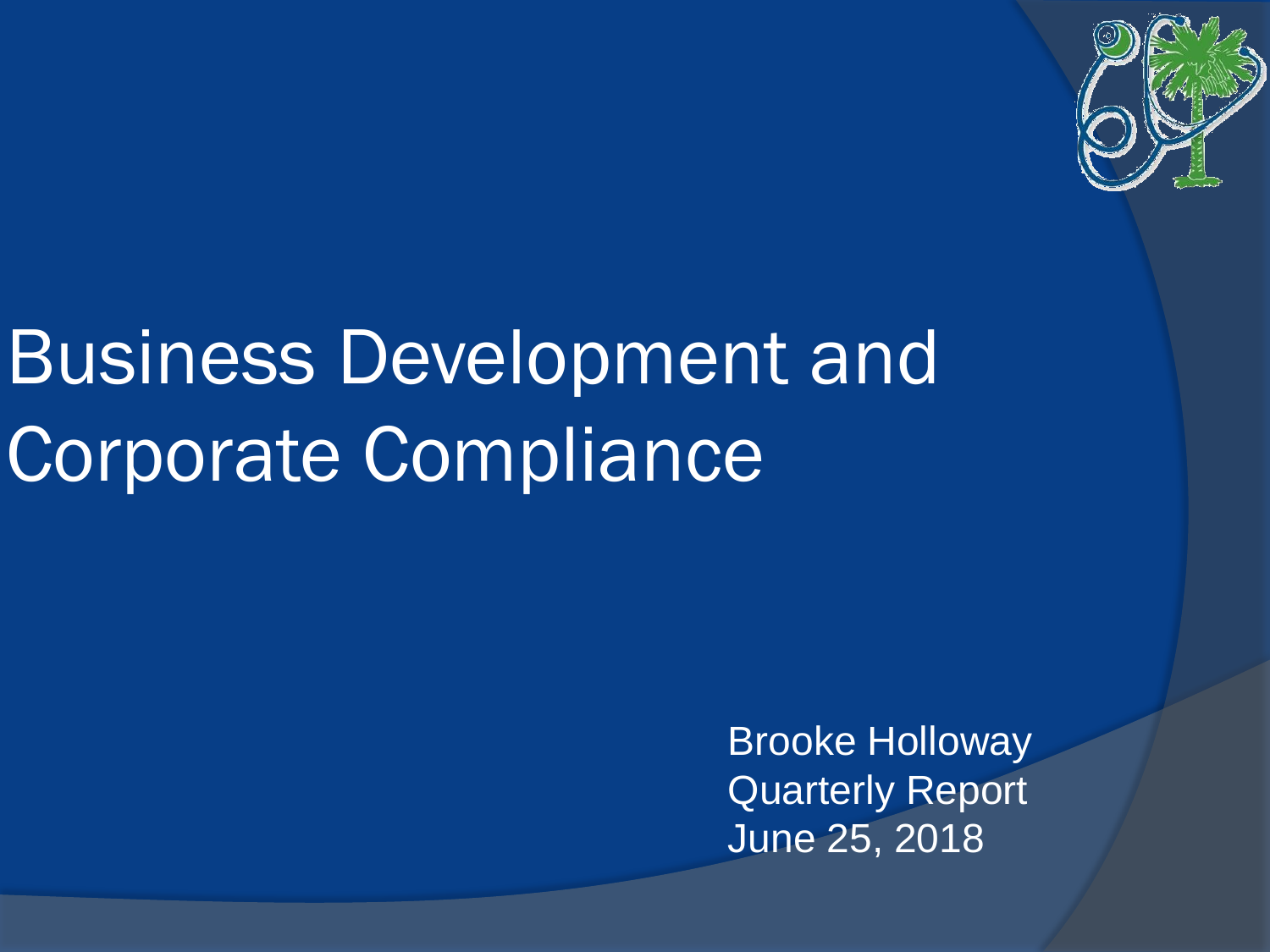# Business Development and Corporate Compliance

Brooke Holloway
Quarterly Report
June 25, 2018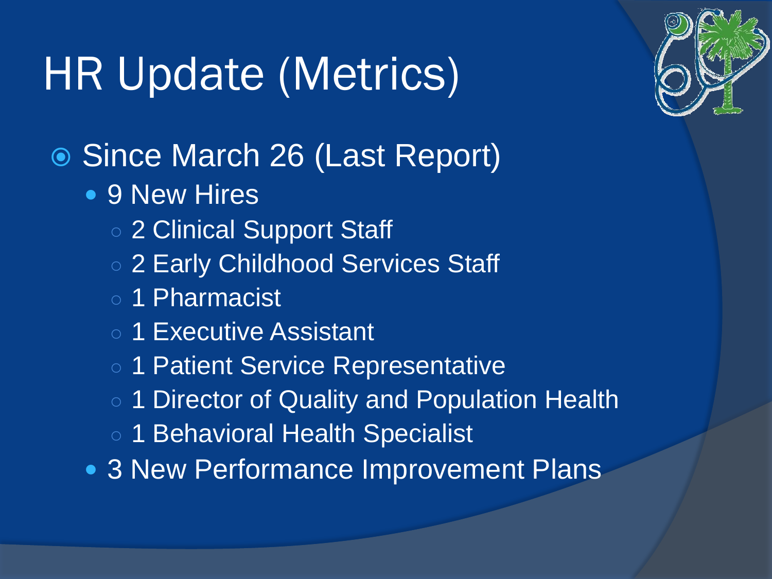# HR Update (Metrics)

- Since March 26 (Last Report)
  - 9 New Hires
    - 2 Clinical Support Staff
    - 2 Early Childhood Services Staff
    - 1 Pharmacist
    - 1 Executive Assistant
    - 1 Patient Service Representative
    - 1 Director of Quality and Population Health
    - 1 Behavioral Health Specialist
  - 3 New Performance Improvement Plans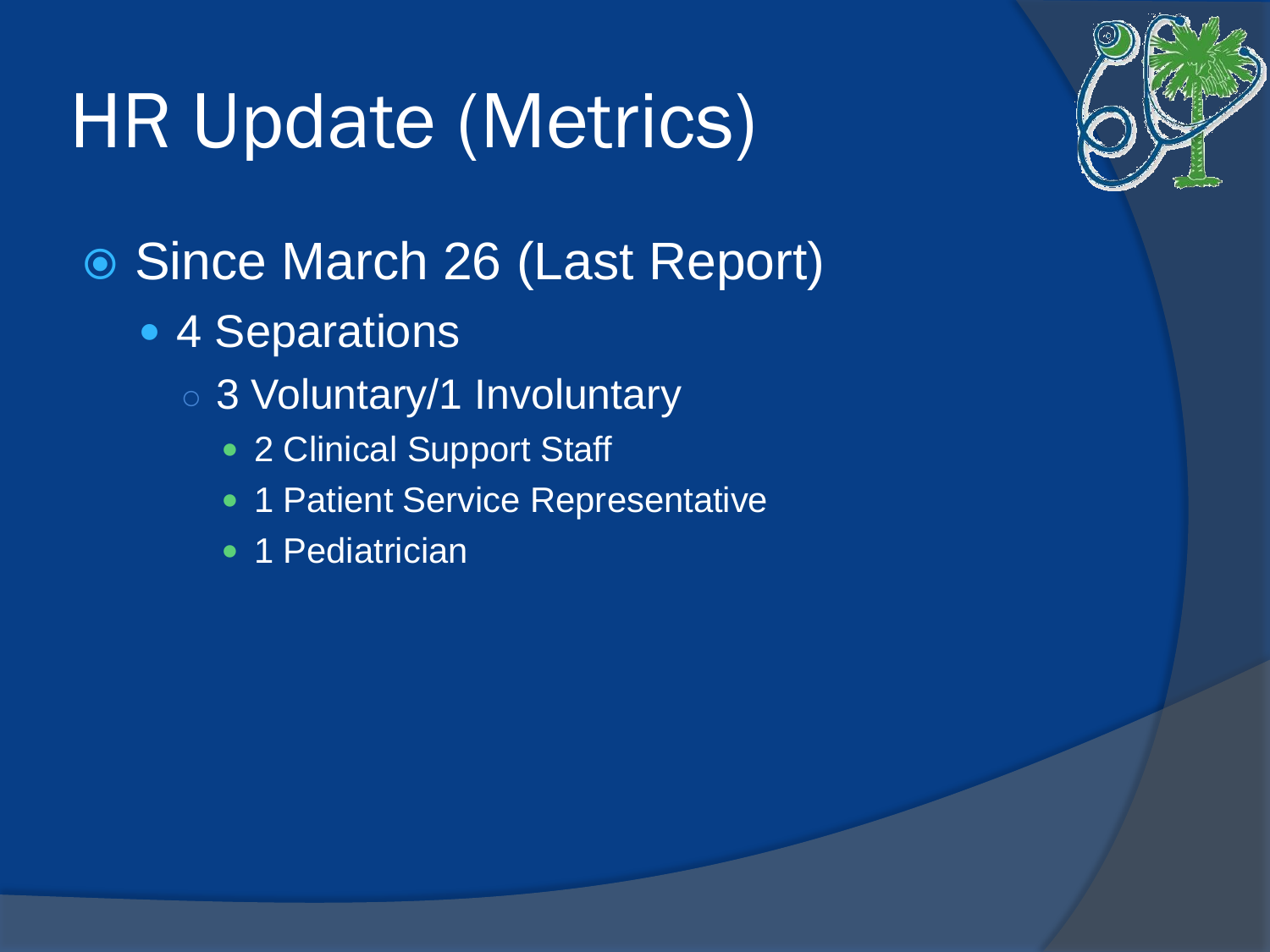# HR Update (Metrics)

- Since March 26 (Last Report)
  - 4 Separations
    - 3 Voluntary/1 Involuntary
      - 2 Clinical Support Staff
      - 1 Patient Service Representative
      - 1 Pediatrician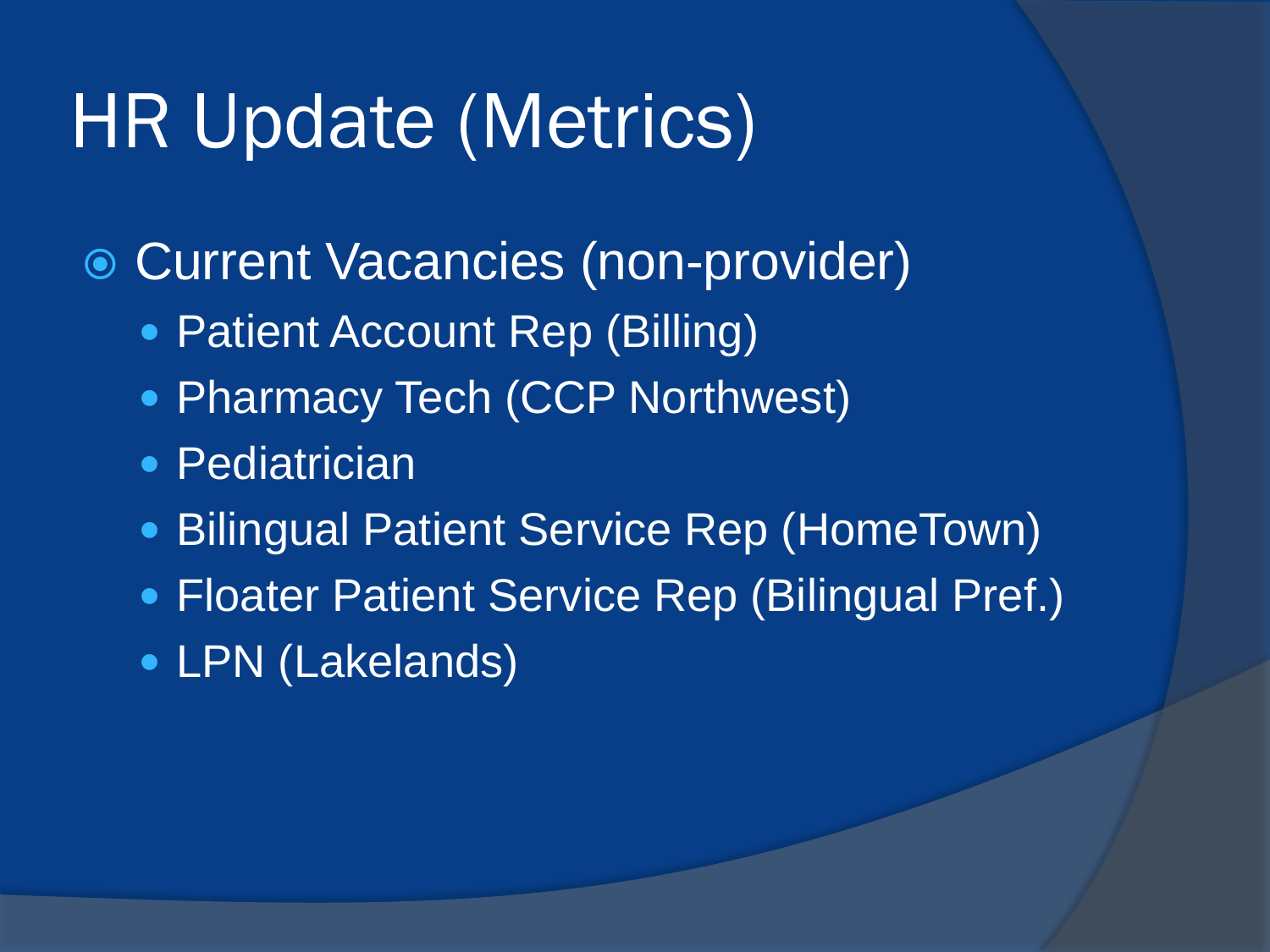# HR Update (Metrics)

- Current Vacancies (non-provider)
  - Patient Account Rep (Billing)
  - Pharmacy Tech (CCP Northwest)
  - Pediatrician
  - Bilingual Patient Service Rep (HomeTown)
  - Floater Patient Service Rep (Bilingual Pref.)
  - LPN (Lakelands)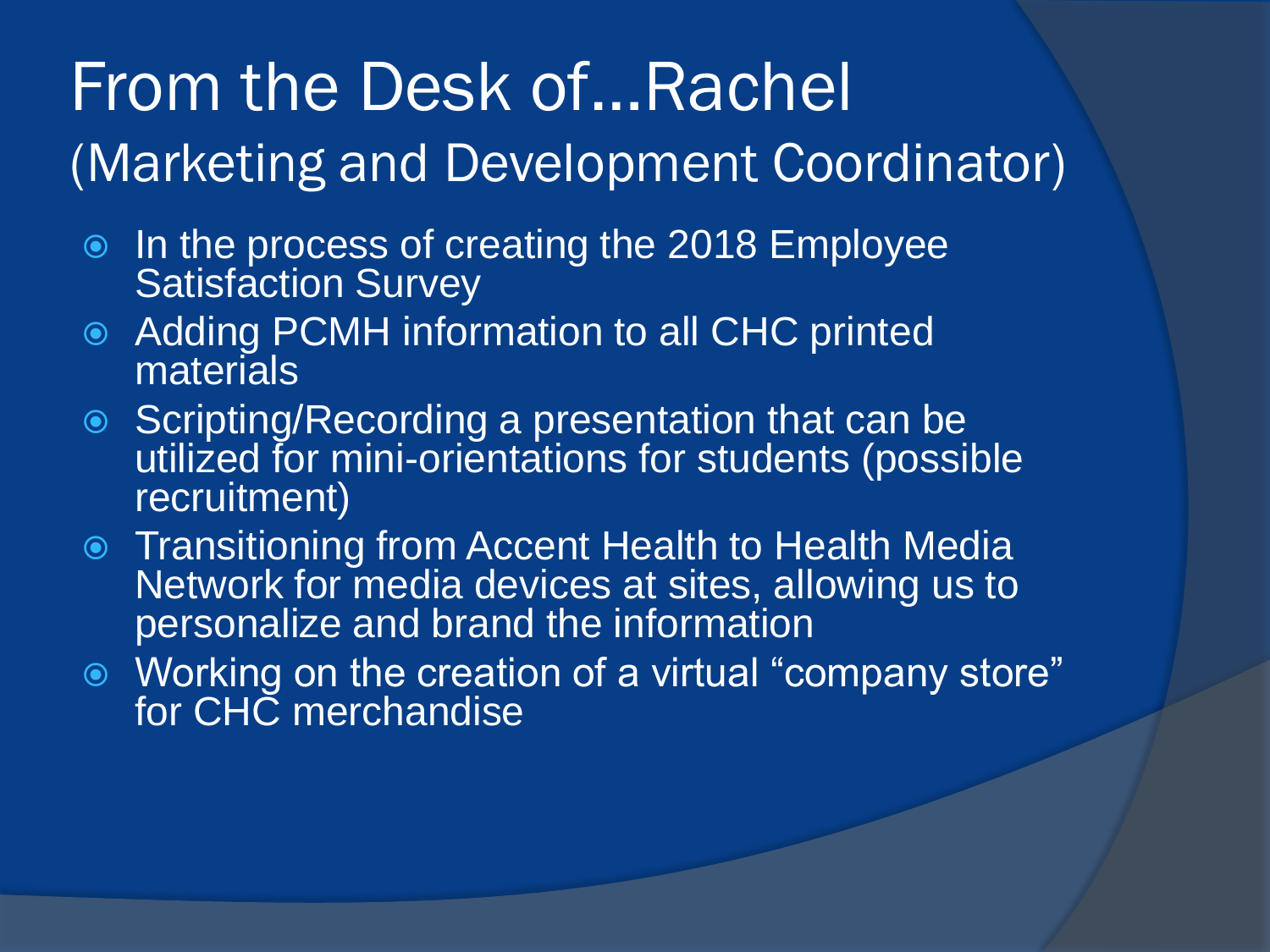# From the Desk of…Rachel

## (Marketing and Development Coordinator)

- In the process of creating the 2018 Employee Satisfaction Survey
- Adding PCMH information to all CHC printed materials
- Scripting/Recording a presentation that can be utilized for mini-orientations for students (possible recruitment)
- Transitioning from Accent Health to Health Media Network for media devices at sites, allowing us to personalize and brand the information
- Working on the creation of a virtual "company store" for CHC merchandise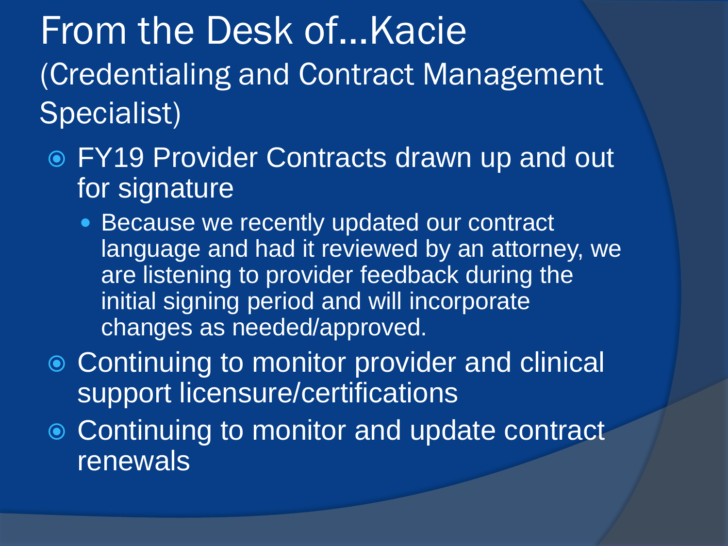# From the Desk of…Kacie

## (Credentialing and Contract Management Specialist)

- FY19 Provider Contracts drawn up and out for signature
  - Because we recently updated our contract language and had it reviewed by an attorney, we are listening to provider feedback during the initial signing period and will incorporate changes as needed/approved.
- Continuing to monitor provider and clinical support licensure/certifications
- Continuing to monitor and update contract renewals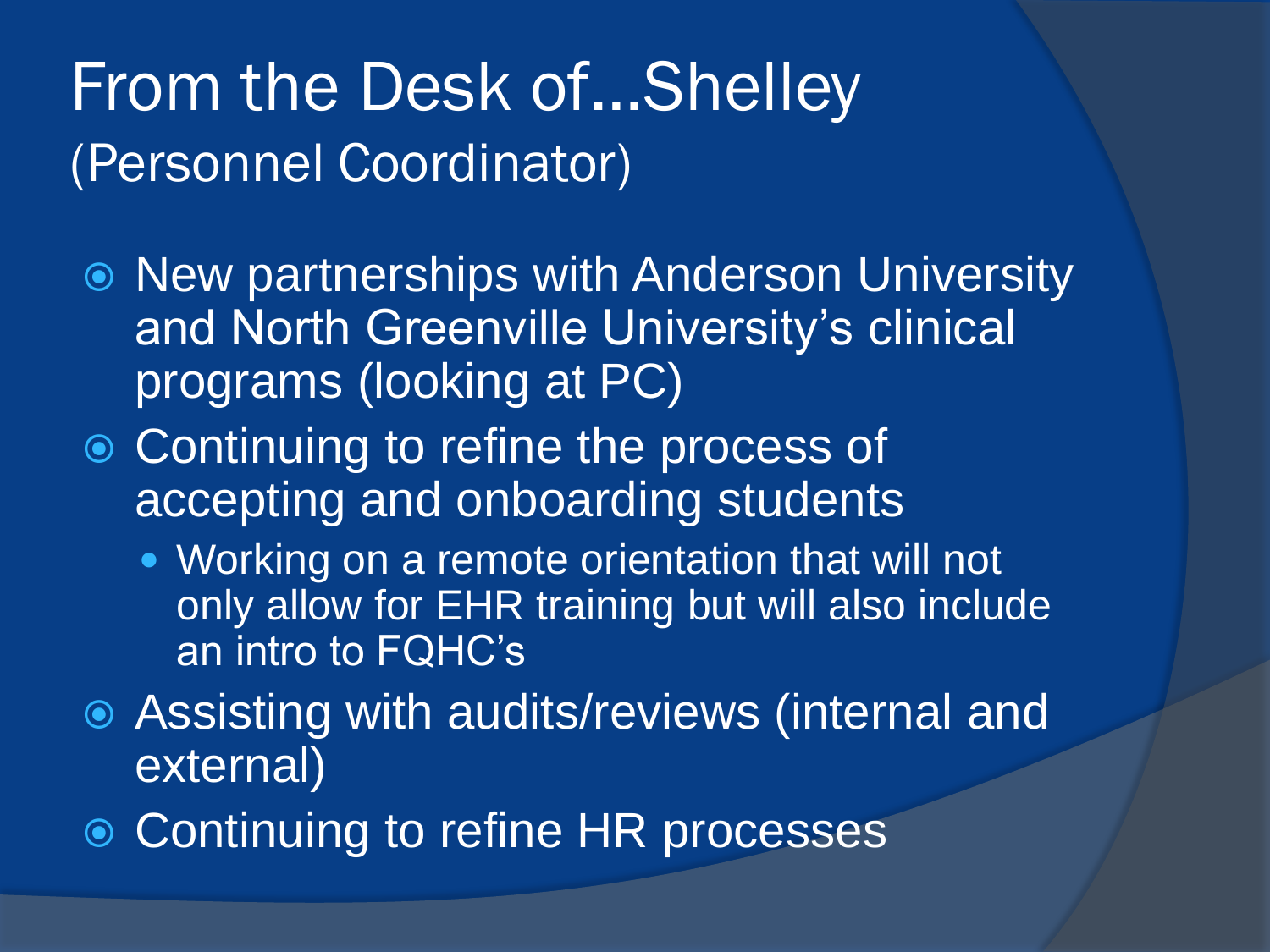# From the Desk of…Shelley (Personnel Coordinator)

- New partnerships with Anderson University and North Greenville University's clinical programs (looking at PC)
- Continuing to refine the process of accepting and onboarding students
  - Working on a remote orientation that will not only allow for EHR training but will also include an intro to FQHC's
- Assisting with audits/reviews (internal and external)
- Continuing to refine HR processes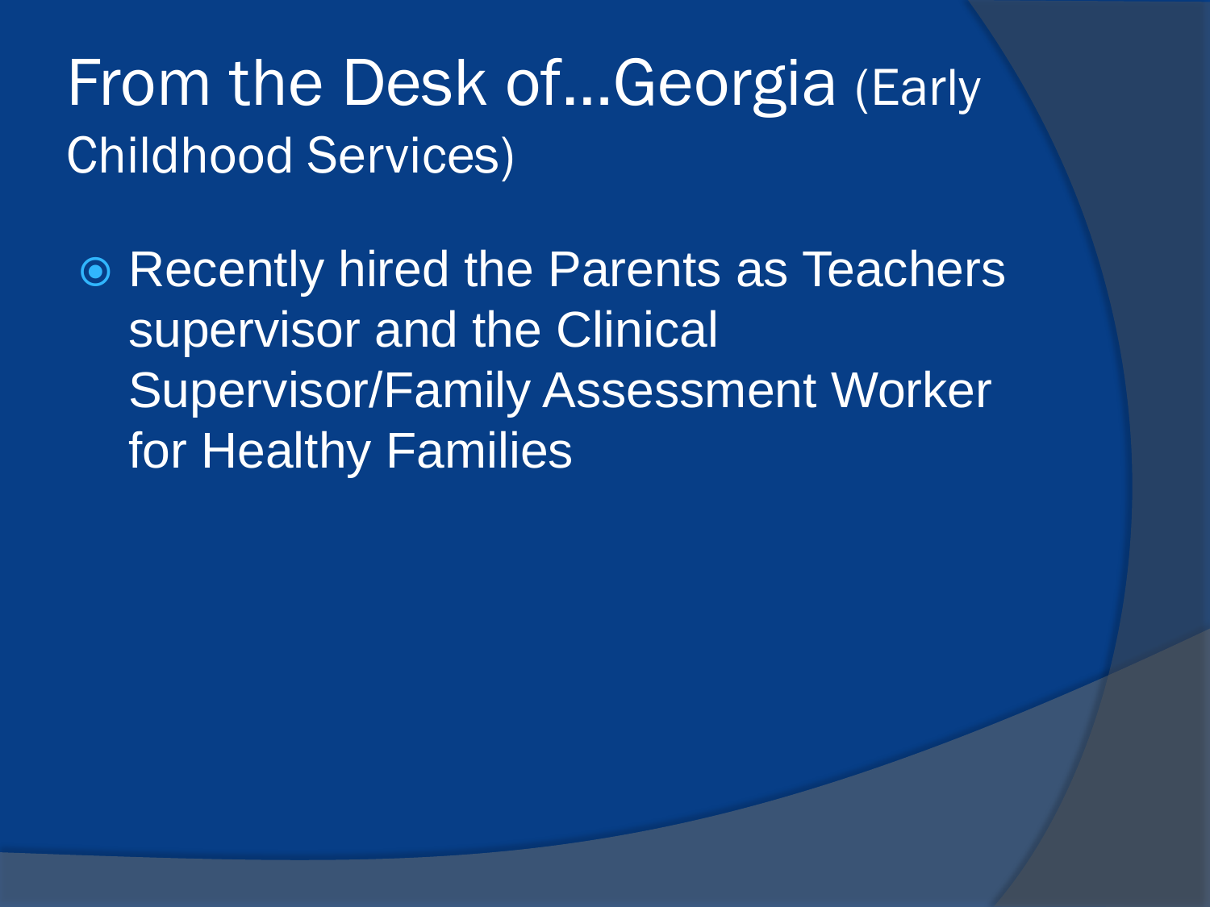# From the Desk of…Georgia (Early Childhood Services)

- Recently hired the Parents as Teachers supervisor and the Clinical Supervisor/Family Assessment Worker for Healthy Families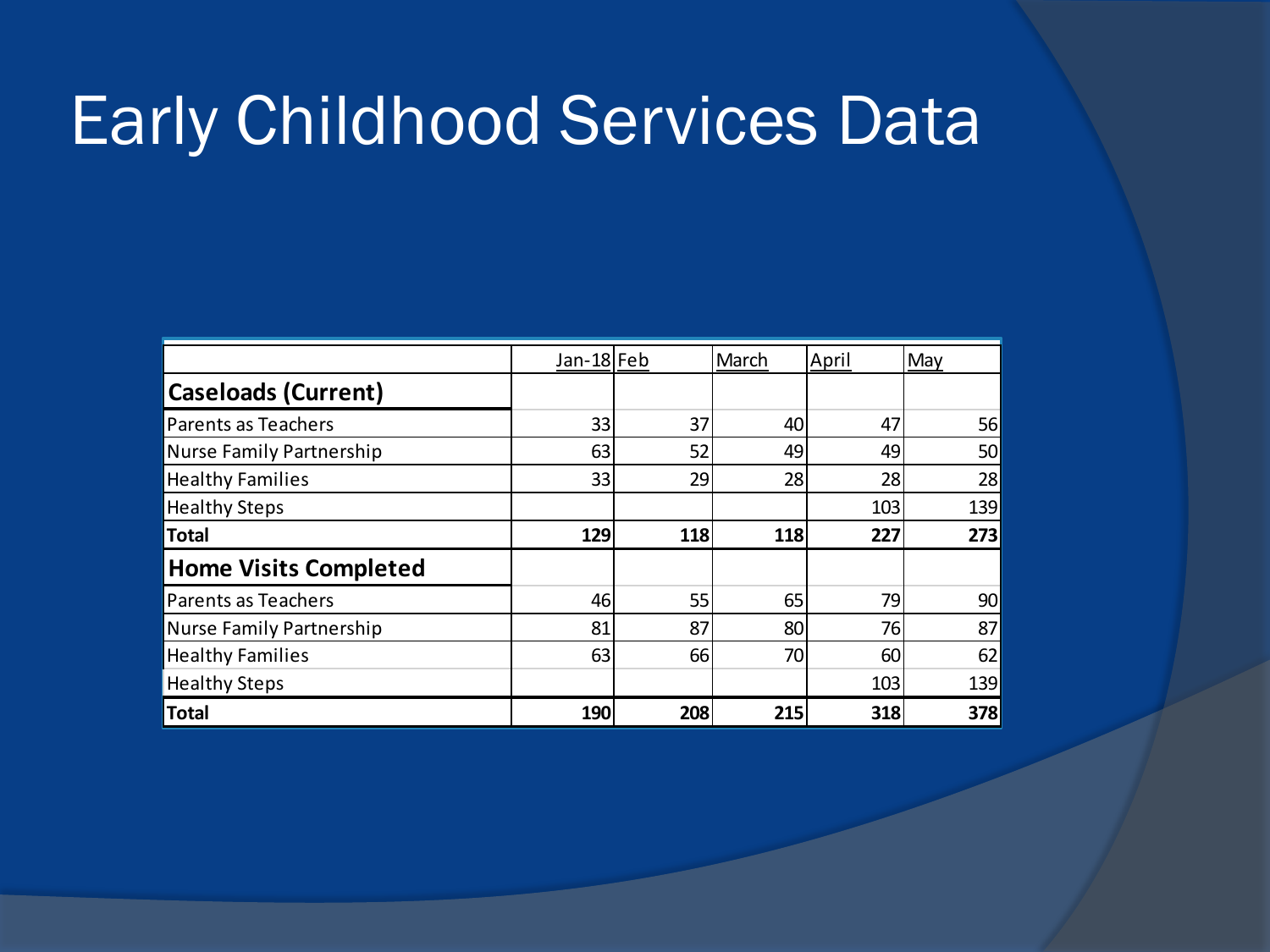# Early Childhood Services Data

| | Jan-18 | Feb | March | April | May |
|---|---|---|---|---|---|
| **Caseloads (Current)** | | | | | |
| Parents as Teachers | 33 | 37 | 40 | 47 | 56 |
| Nurse Family Partnership | 63 | 52 | 49 | 49 | 50 |
| Healthy Families | 33 | 29 | 28 | 28 | 28 |
| Healthy Steps | | | | 103 | 139 |
| **Total** | **129** | **118** | **118** | **227** | **273** |
| **Home Visits Completed** | | | | | |
| Parents as Teachers | 46 | 55 | 65 | 79 | 90 |
| Nurse Family Partnership | 81 | 87 | 80 | 76 | 87 |
| Healthy Families | 63 | 66 | 70 | 60 | 62 |
| Healthy Steps | | | | 103 | 139 |
| **Total** | **190** | **208** | **215** | **318** | **378** |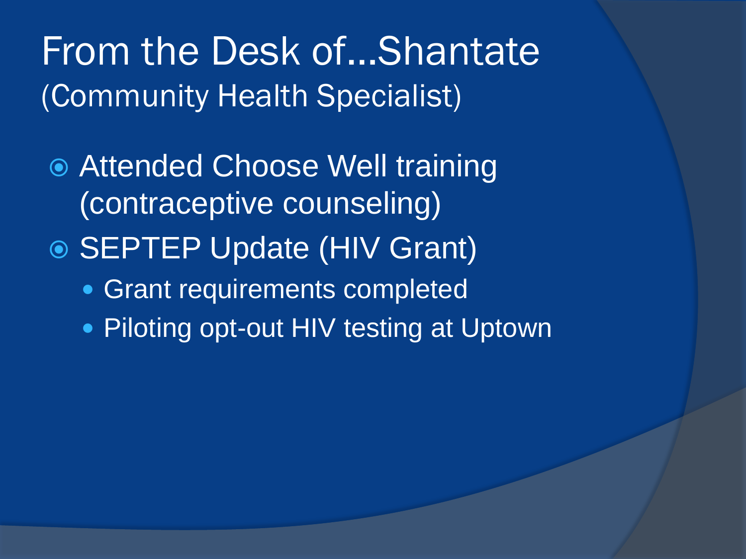# From the Desk of...Shantate
(Community Health Specialist)

- Attended Choose Well training (contraceptive counseling)
- SEPTEP Update (HIV Grant)
  - Grant requirements completed
  - Piloting opt-out HIV testing at Uptown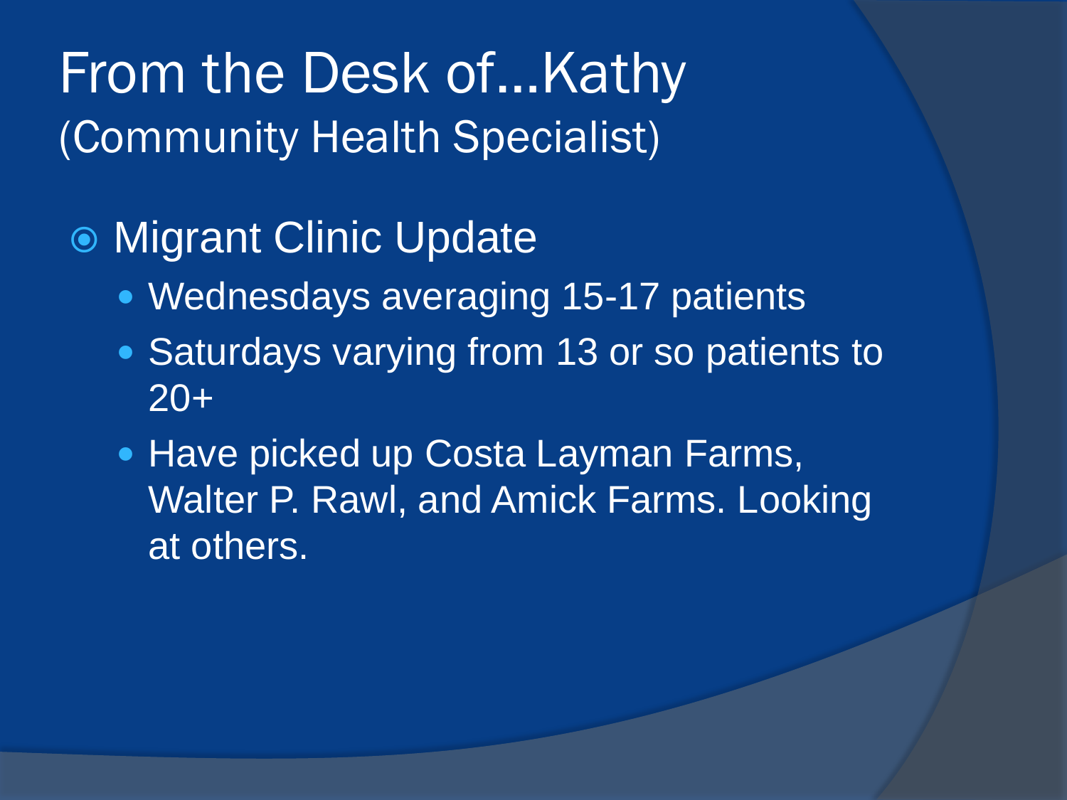# From the Desk of…Kathy
## (Community Health Specialist)

- Migrant Clinic Update
  - Wednesdays averaging 15-17 patients
  - Saturdays varying from 13 or so patients to 20+
  - Have picked up Costa Layman Farms, Walter P. Rawl, and Amick Farms. Looking at others.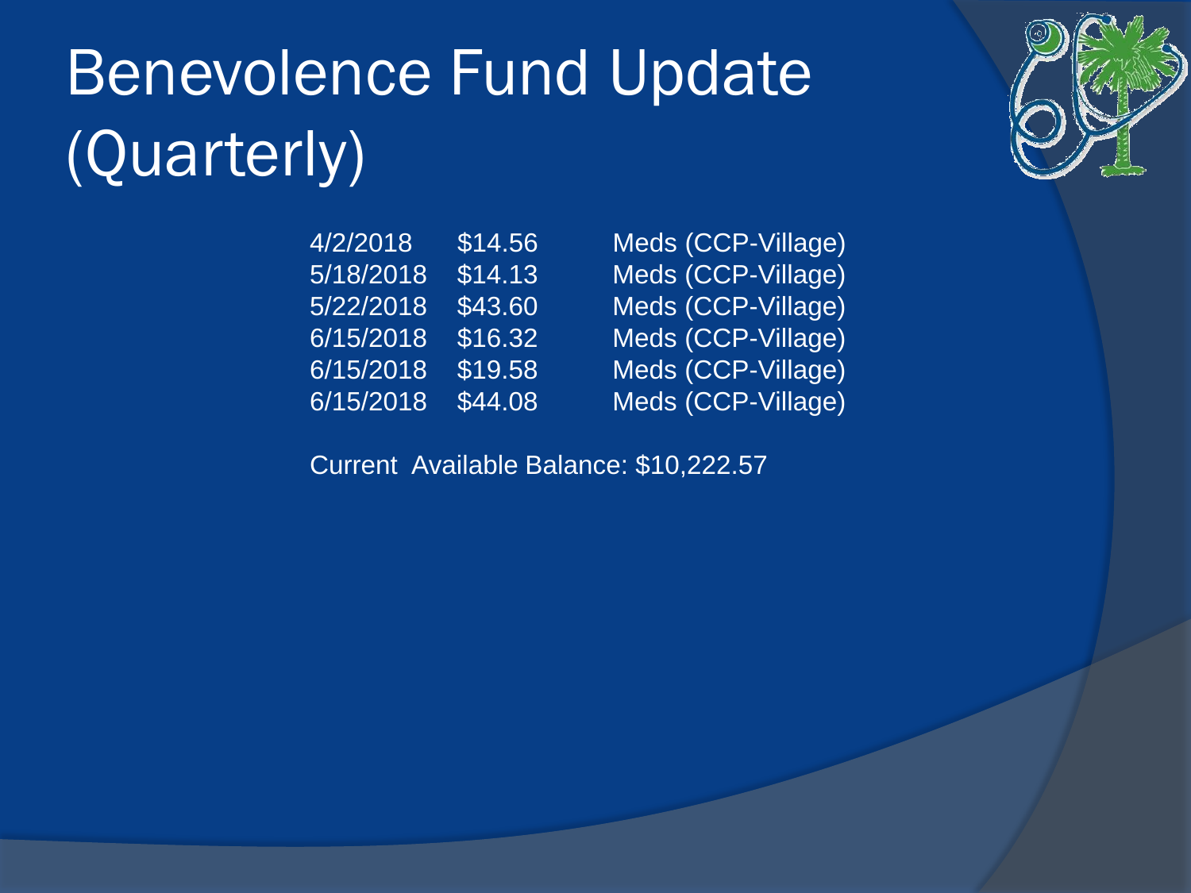# Benevolence Fund Update (Quarterly)

| | | |
|---|---|---|
| 4/2/2018 | $14.56 | Meds (CCP-Village) |
| 5/18/2018 | $14.13 | Meds (CCP-Village) |
| 5/22/2018 | $43.60 | Meds (CCP-Village) |
| 6/15/2018 | $16.32 | Meds (CCP-Village) |
| 6/15/2018 | $19.58 | Meds (CCP-Village) |
| 6/15/2018 | $44.08 | Meds (CCP-Village) |

Current Available Balance: $10,222.57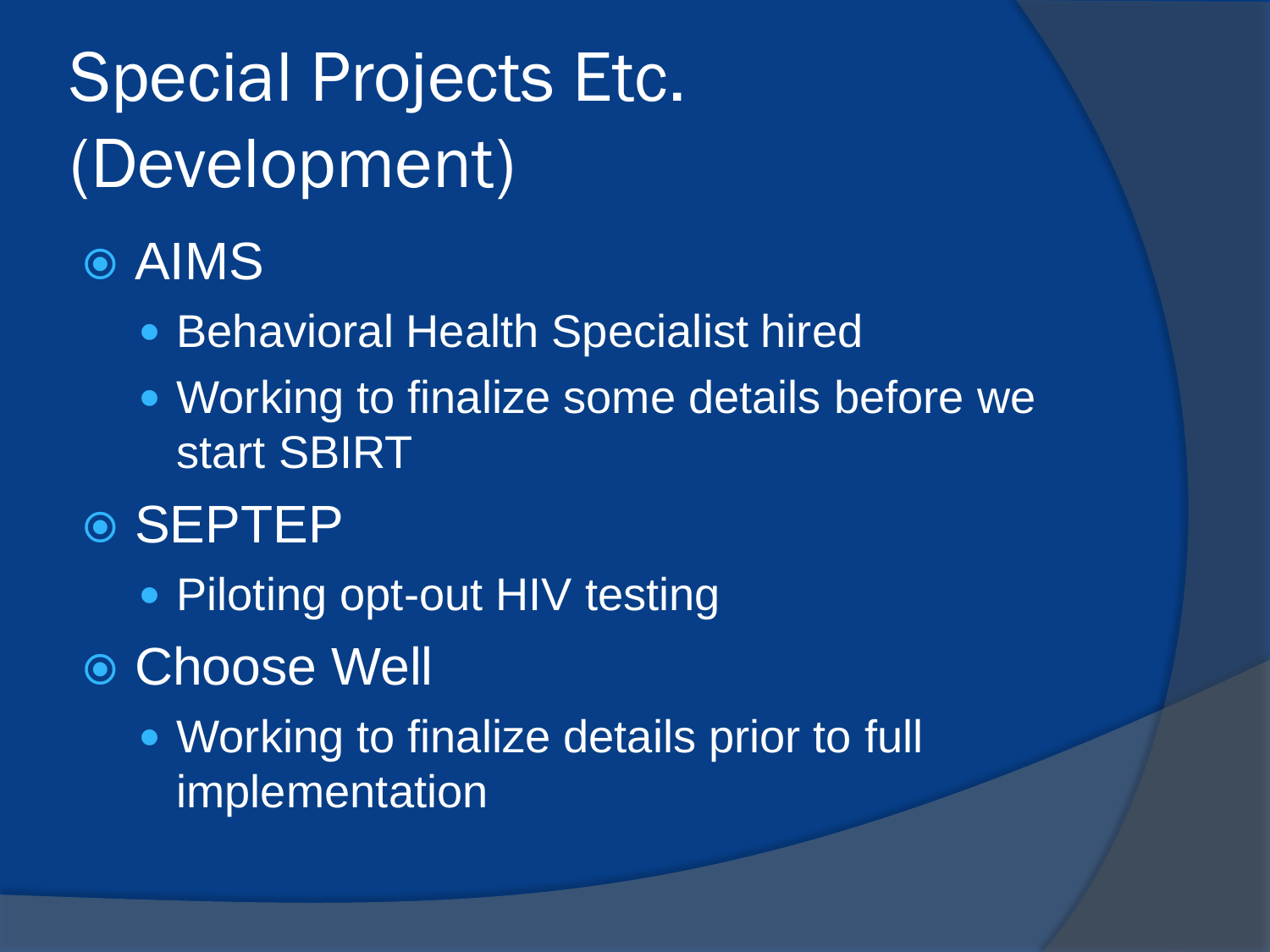# Special Projects Etc. (Development)

- AIMS
  - Behavioral Health Specialist hired
  - Working to finalize some details before we start SBIRT
- SEPTEP
  - Piloting opt-out HIV testing
- Choose Well
  - Working to finalize details prior to full implementation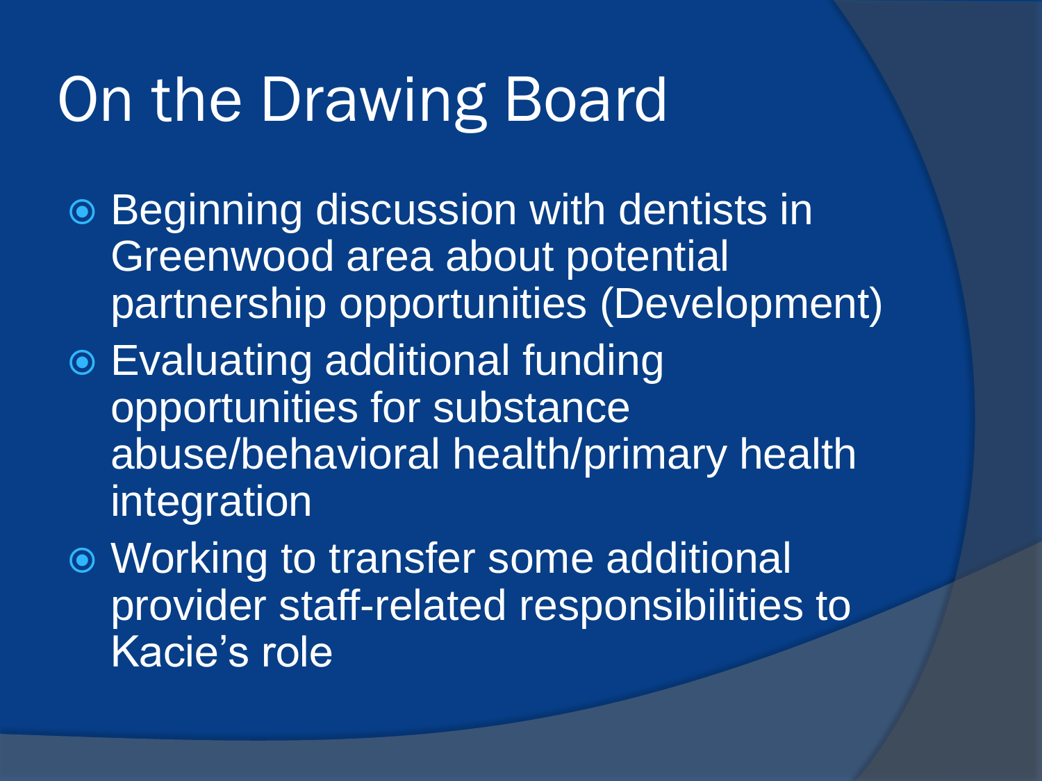# On the Drawing Board

- Beginning discussion with dentists in Greenwood area about potential partnership opportunities (Development)
- Evaluating additional funding opportunities for substance abuse/behavioral health/primary health integration
- Working to transfer some additional provider staff-related responsibilities to Kacie's role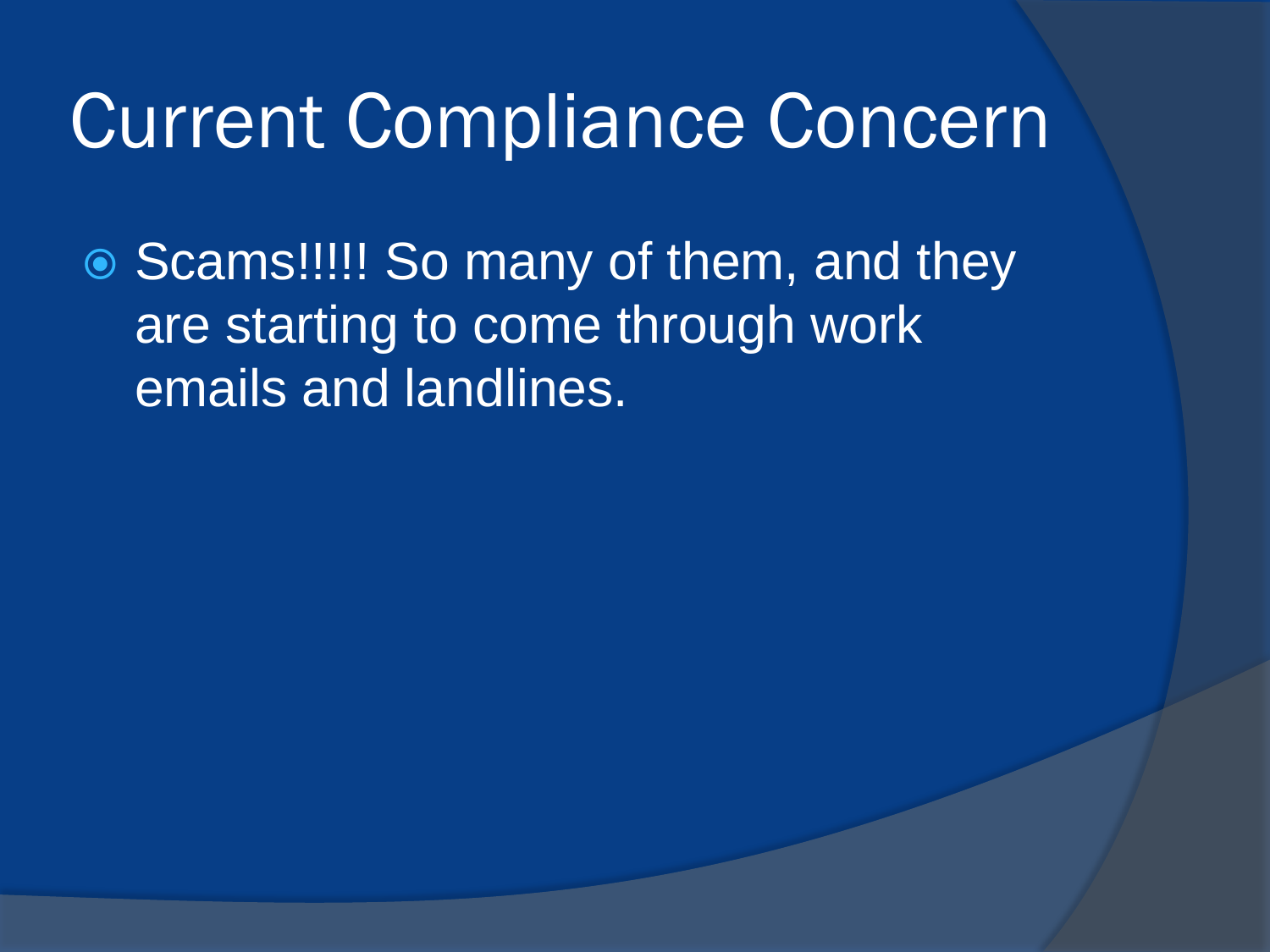# Current Compliance Concern

- Scams!!!!! So many of them, and they are starting to come through work emails and landlines.